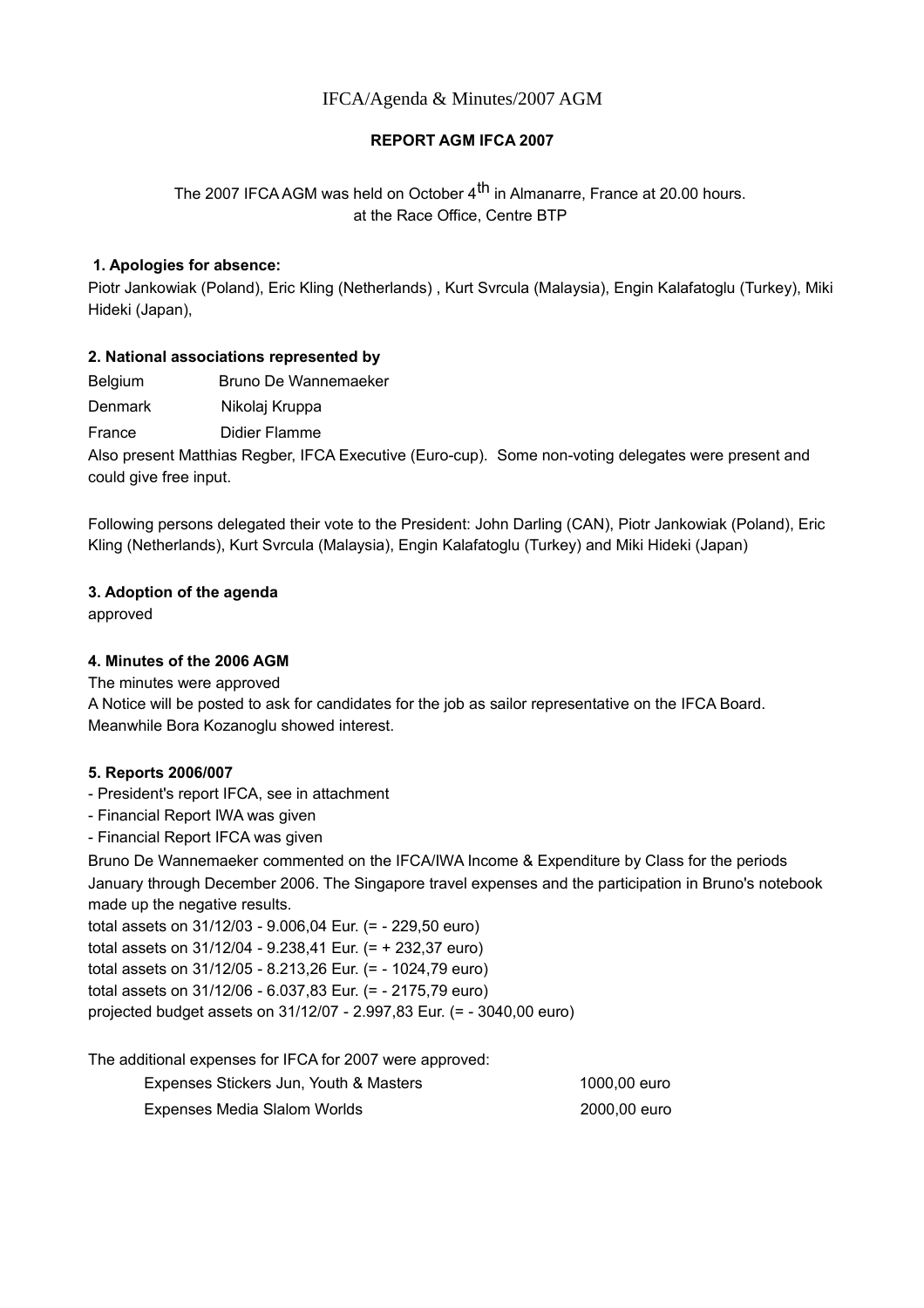IFCA/Agenda & Minutes/2007 AGM

# REPORT AGM IFCA 2007

The 2007 IFCA AGM was held on October 4th in Almanarre, France at 20.00 hours.
at the Race Office, Centre BTP

### 1. Apologies for absence:

Piotr Jankowiak (Poland), Eric Kling (Netherlands) , Kurt Svrcula (Malaysia), Engin Kalafatoglu (Turkey), Miki Hideki (Japan),

### 2. National associations represented by

| | |
|---|---|
| Belgium | Bruno De Wannemaeker |
| Denmark | Nikolaj Kruppa |
| France | Didier Flamme |

Also present Matthias Regber, IFCA Executive (Euro-cup). Some non-voting delegates were present and could give free input.

Following persons delegated their vote to the President: John Darling (CAN), Piotr Jankowiak (Poland), Eric Kling (Netherlands), Kurt Svrcula (Malaysia), Engin Kalafatoglu (Turkey) and Miki Hideki (Japan)

### 3. Adoption of the agenda

approved

### 4. Minutes of the 2006 AGM

The minutes were approved

A Notice will be posted to ask for candidates for the job as sailor representative on the IFCA Board. Meanwhile Bora Kozanoglu showed interest.

### 5. Reports 2006/007

- President's report IFCA, see in attachment
- Financial Report IWA was given
- Financial Report IFCA was given

Bruno De Wannemaeker commented on the IFCA/IWA Income & Expenditure by Class for the periods January through December 2006. The Singapore travel expenses and the participation in Bruno's notebook made up the negative results.

total assets on 31/12/03 - 9.006,04 Eur. (= - 229,50 euro)
total assets on 31/12/04 - 9.238,41 Eur. (= + 232,37 euro)
total assets on 31/12/05 - 8.213,26 Eur. (= - 1024,79 euro)
total assets on 31/12/06 - 6.037,83 Eur. (= - 2175,79 euro)
projected budget assets on 31/12/07 - 2.997,83 Eur. (= - 3040,00 euro)

The additional expenses for IFCA for 2007 were approved:

| | |
|---|---|
| Expenses Stickers Jun, Youth & Masters | 1000,00 euro |
| Expenses Media Slalom Worlds | 2000,00 euro |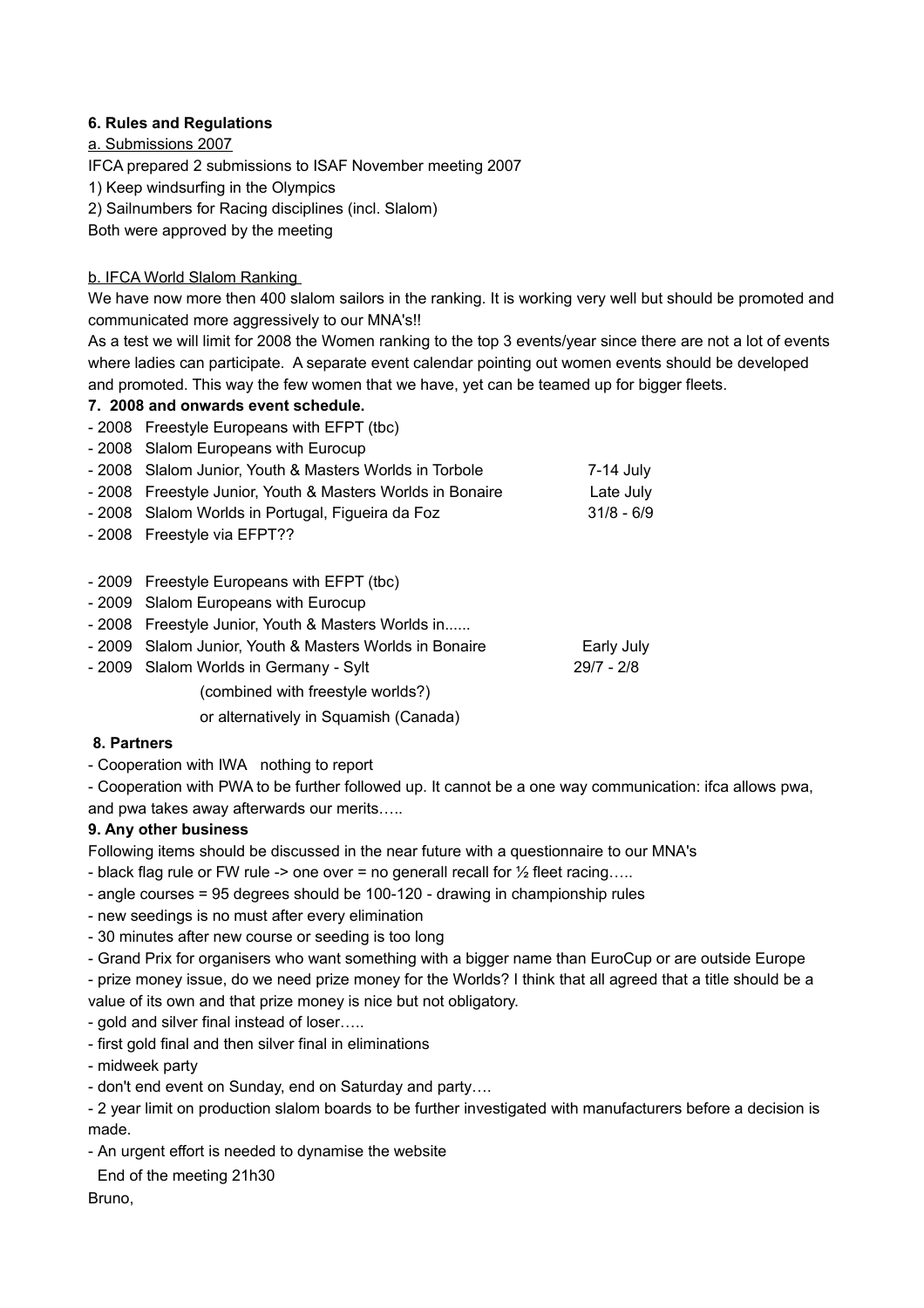**6. Rules and Regulations**

a. Submissions 2007

IFCA prepared 2 submissions to ISAF November meeting 2007

1) Keep windsurfing in the Olympics

2) Sailnumbers for Racing disciplines (incl. Slalom)

Both were approved by the meeting

b. IFCA World Slalom Ranking

We have now more then 400 slalom sailors in the ranking. It is working very well but should be promoted and communicated more aggressively to our MNA's!!

As a test we will limit for 2008 the Women ranking to the top 3 events/year since there are not a lot of events where ladies can participate. A separate event calendar pointing out women events should be developed and promoted. This way the few women that we have, yet can be teamed up for bigger fleets.

**7. 2008 and onwards event schedule.**

| | |
|---|---|
| - 2008 Freestyle Europeans with EFPT (tbc) | |
| - 2008 Slalom Europeans with Eurocup | |
| - 2008 Slalom Junior, Youth & Masters Worlds in Torbole | 7-14 July |
| - 2008 Freestyle Junior, Youth & Masters Worlds in Bonaire | Late July |
| - 2008 Slalom Worlds in Portugal, Figueira da Foz | 31/8 - 6/9 |
| - 2008 Freestyle via EFPT?? | |

| | |
|---|---|
| - 2009 Freestyle Europeans with EFPT (tbc) | |
| - 2009 Slalom Europeans with Eurocup | |
| - 2008 Freestyle Junior, Youth & Masters Worlds in...... | |
| - 2009 Slalom Junior, Youth & Masters Worlds in Bonaire | Early July |
| - 2009 Slalom Worlds in Germany - Sylt | 29/7 - 2/8 |
| (combined with freestyle worlds?) | |
| or alternatively in Squamish (Canada) | |

**8. Partners**

- Cooperation with IWA nothing to report
- Cooperation with PWA to be further followed up. It cannot be a one way communication: ifca allows pwa, and pwa takes away afterwards our merits…..

**9. Any other business**

Following items should be discussed in the near future with a questionnaire to our MNA's

- black flag rule or FW rule -> one over = no generall recall for ½ fleet racing…..
- angle courses = 95 degrees should be 100-120 - drawing in championship rules
- new seedings is no must after every elimination
- 30 minutes after new course or seeding is too long
- Grand Prix for organisers who want something with a bigger name than EuroCup or are outside Europe
- prize money issue, do we need prize money for the Worlds? I think that all agreed that a title should be a value of its own and that prize money is nice but not obligatory.
- gold and silver final instead of loser…..
- first gold final and then silver final in eliminations
- midweek party
- don't end event on Sunday, end on Saturday and party….
- 2 year limit on production slalom boards to be further investigated with manufacturers before a decision is made.
- An urgent effort is needed to dynamise the website

End of the meeting 21h30

Bruno,